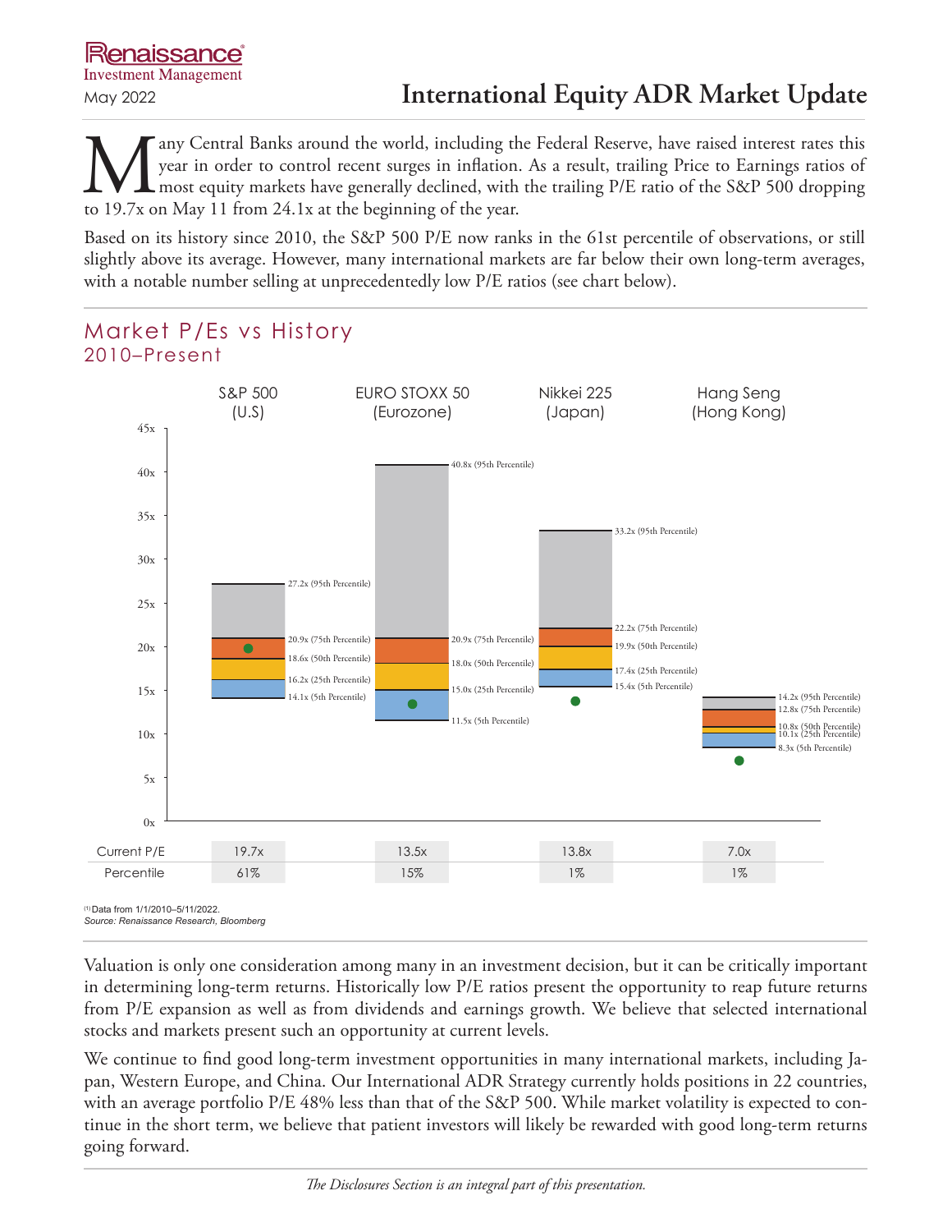Renaissance Investment Management

May 2022

# International Equity ADR Market Update

Many Central Banks around the world, including the Federal Reserve, have raised interest rates this year in order to control recent surges in inflation. As a result, trailing Price to Earnings ratios of most equity markets have generally declined, with the trailing P/E ratio of the S&P 500 dropping to 19.7x on May 11 from 24.1x at the beginning of the year.

Based on its history since 2010, the S&P 500 P/E now ranks in the 61st percentile of observations, or still slightly above its average. However, many international markets are far below their own long-term averages, with a notable number selling at unprecedentedly low P/E ratios (see chart below).

## Market P/Es vs History
### 2010–Present

| | S&P 500 (U.S) | EURO STOXX 50 (Eurozone) | Nikkei 225 (Japan) | Hang Seng (Hong Kong) |
|---|---|---|---|---|
| 95th Percentile | 27.2x | 40.8x | 33.2x | 14.2x |
| 75th Percentile | 20.9x | 20.9x | 22.2x | 12.8x |
| 50th Percentile | 18.6x | 18.0x | 19.9x | 10.8x |
| 25th Percentile | 16.2x | 15.0x | 17.4x | 10.1x |
| 5th Percentile | 14.1x | 11.5x | 15.4x | 8.3x |
| Current P/E | 19.7x | 13.5x | 13.8x | 7.0x |
| Percentile | 61% | 15% | 1% | 1% |

(1) Data from 1/1/2010–5/11/2022.
*Source: Renaissance Research, Bloomberg*

Valuation is only one consideration among many in an investment decision, but it can be critically important in determining long-term returns. Historically low P/E ratios present the opportunity to reap future returns from P/E expansion as well as from dividends and earnings growth. We believe that selected international stocks and markets present such an opportunity at current levels.

We continue to find good long-term investment opportunities in many international markets, including Japan, Western Europe, and China. Our International ADR Strategy currently holds positions in 22 countries, with an average portfolio P/E 48% less than that of the S&P 500. While market volatility is expected to continue in the short term, we believe that patient investors will likely be rewarded with good long-term returns going forward.

*The Disclosures Section is an integral part of this presentation.*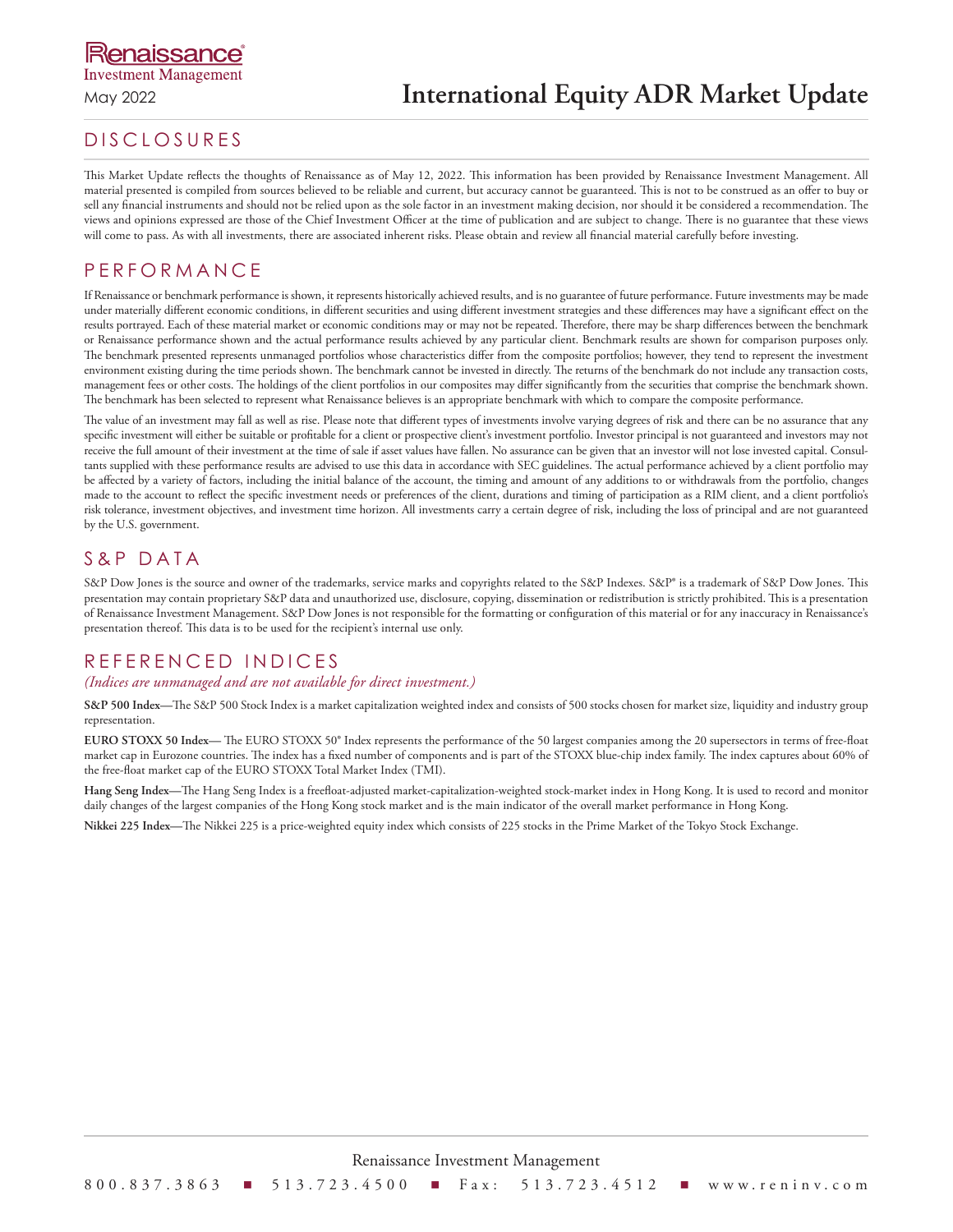# DISCLOSURES

This Market Update reflects the thoughts of Renaissance as of May 12, 2022. This information has been provided by Renaissance Investment Management. All material presented is compiled from sources believed to be reliable and current, but accuracy cannot be guaranteed. This is not to be construed as an offer to buy or sell any financial instruments and should not be relied upon as the sole factor in an investment making decision, nor should it be considered a recommendation. The views and opinions expressed are those of the Chief Investment Officer at the time of publication and are subject to change. There is no guarantee that these views will come to pass. As with all investments, there are associated inherent risks. Please obtain and review all financial material carefully before investing.

# PERFORMANCE

If Renaissance or benchmark performance is shown, it represents historically achieved results, and is no guarantee of future performance. Future investments may be made under materially different economic conditions, in different securities and using different investment strategies and these differences may have a significant effect on the results portrayed. Each of these material market or economic conditions may or may not be repeated. Therefore, there may be sharp differences between the benchmark or Renaissance performance shown and the actual performance results achieved by any particular client. Benchmark results are shown for comparison purposes only. The benchmark presented represents unmanaged portfolios whose characteristics differ from the composite portfolios; however, they tend to represent the investment environment existing during the time periods shown. The benchmark cannot be invested in directly. The returns of the benchmark do not include any transaction costs, management fees or other costs. The holdings of the client portfolios in our composites may differ significantly from the securities that comprise the benchmark shown. The benchmark has been selected to represent what Renaissance believes is an appropriate benchmark with which to compare the composite performance.

The value of an investment may fall as well as rise. Please note that different types of investments involve varying degrees of risk and there can be no assurance that any specific investment will either be suitable or profitable for a client or prospective client's investment portfolio. Investor principal is not guaranteed and investors may not receive the full amount of their investment at the time of sale if asset values have fallen. No assurance can be given that an investor will not lose invested capital. Consultants supplied with these performance results are advised to use this data in accordance with SEC guidelines. The actual performance achieved by a client portfolio may be affected by a variety of factors, including the initial balance of the account, the timing and amount of any additions to or withdrawals from the portfolio, changes made to the account to reflect the specific investment needs or preferences of the client, durations and timing of participation as a RIM client, and a client portfolio's risk tolerance, investment objectives, and investment time horizon. All investments carry a certain degree of risk, including the loss of principal and are not guaranteed by the U.S. government.

# S&P DATA

S&P Dow Jones is the source and owner of the trademarks, service marks and copyrights related to the S&P Indexes. S&P® is a trademark of S&P Dow Jones. This presentation may contain proprietary S&P data and unauthorized use, disclosure, copying, dissemination or redistribution is strictly prohibited. This is a presentation of Renaissance Investment Management. S&P Dow Jones is not responsible for the formatting or configuration of this material or for any inaccuracy in Renaissance's presentation thereof. This data is to be used for the recipient's internal use only.

# REFERENCED INDICES

*(Indices are unmanaged and are not available for direct investment.)*

**S&P 500 Index—**The S&P 500 Stock Index is a market capitalization weighted index and consists of 500 stocks chosen for market size, liquidity and industry group representation.

**EURO STOXX 50 Index—** The EURO STOXX 50® Index represents the performance of the 50 largest companies among the 20 supersectors in terms of free-float market cap in Eurozone countries. The index has a fixed number of components and is part of the STOXX blue-chip index family. The index captures about 60% of the free-float market cap of the EURO STOXX Total Market Index (TMI).

**Hang Seng Index—**The Hang Seng Index is a freefloat-adjusted market-capitalization-weighted stock-market index in Hong Kong. It is used to record and monitor daily changes of the largest companies of the Hong Kong stock market and is the main indicator of the overall market performance in Hong Kong.

**Nikkei 225 Index—**The Nikkei 225 is a price-weighted equity index which consists of 225 stocks in the Prime Market of the Tokyo Stock Exchange.

Renaissance Investment Management

800.837.3863 ■ 513.723.4500 ■ Fax: 513.723.4512 ■ www.reninv.com